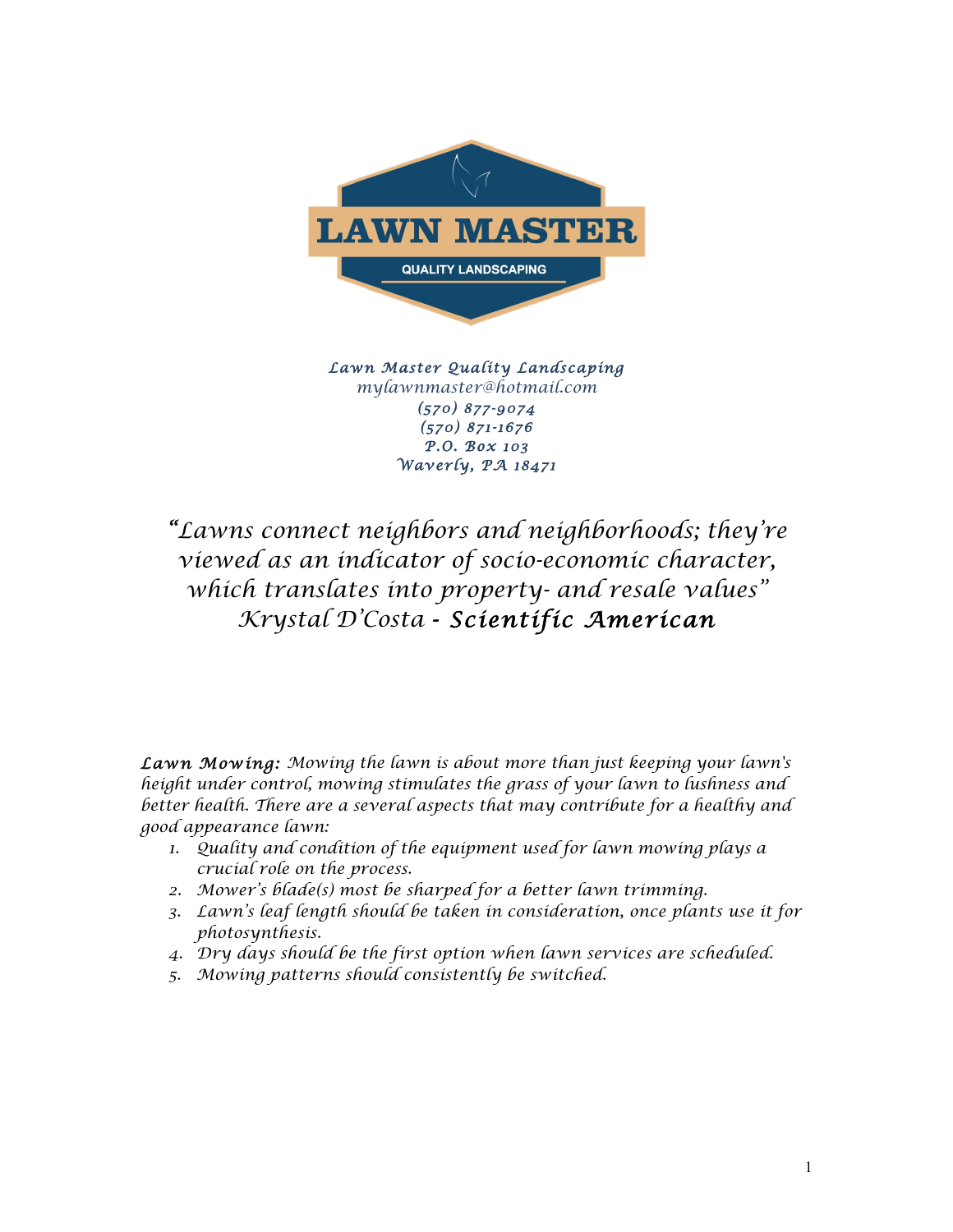# LAWN MASTER

QUALITY LANDSCAPING

*Lawn Master Quality Landscaping*
*mylawnmaster@hotmail.com*
*(570) 877-9074*
*(570) 871-1676*
*P.O. Box 103*
*Waverly, PA 18471*

*"Lawns connect neighbors and neighborhoods; they're viewed as an indicator of socio-economic character, which translates into property- and resale values"*
*Krystal D'Costa -* ***Scientific American***

***Lawn Mowing:*** *Mowing the lawn is about more than just keeping your lawn's height under control, mowing stimulates the grass of your lawn to lushness and better health. There are a several aspects that may contribute for a healthy and good appearance lawn:*

1. *Quality and condition of the equipment used for lawn mowing plays a crucial role on the process.*
2. *Mower's blade(s) most be sharped for a better lawn trimming.*
3. *Lawn's leaf length should be taken in consideration, once plants use it for photosynthesis.*
4. *Dry days should be the first option when lawn services are scheduled.*
5. *Mowing patterns should consistently be switched.*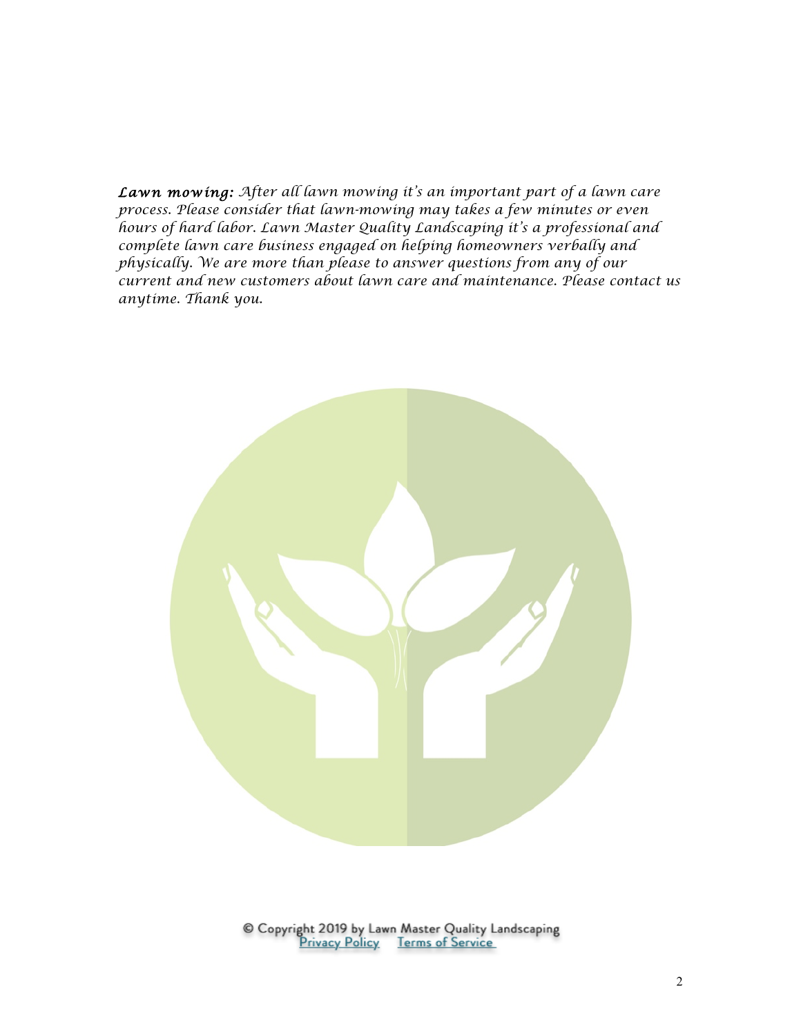***Lawn mowing:*** *After all lawn mowing it's an important part of a lawn care process. Please consider that lawn-mowing may takes a few minutes or even hours of hard labor. Lawn Master Quality Landscaping it's a professional and complete lawn care business engaged on helping homeowners verbally and physically. We are more than please to answer questions from any of our current and new customers about lawn care and maintenance. Please contact us anytime. Thank you.*

© Copyright 2019 by Lawn Master Quality Landscaping
Privacy Policy Terms of Service